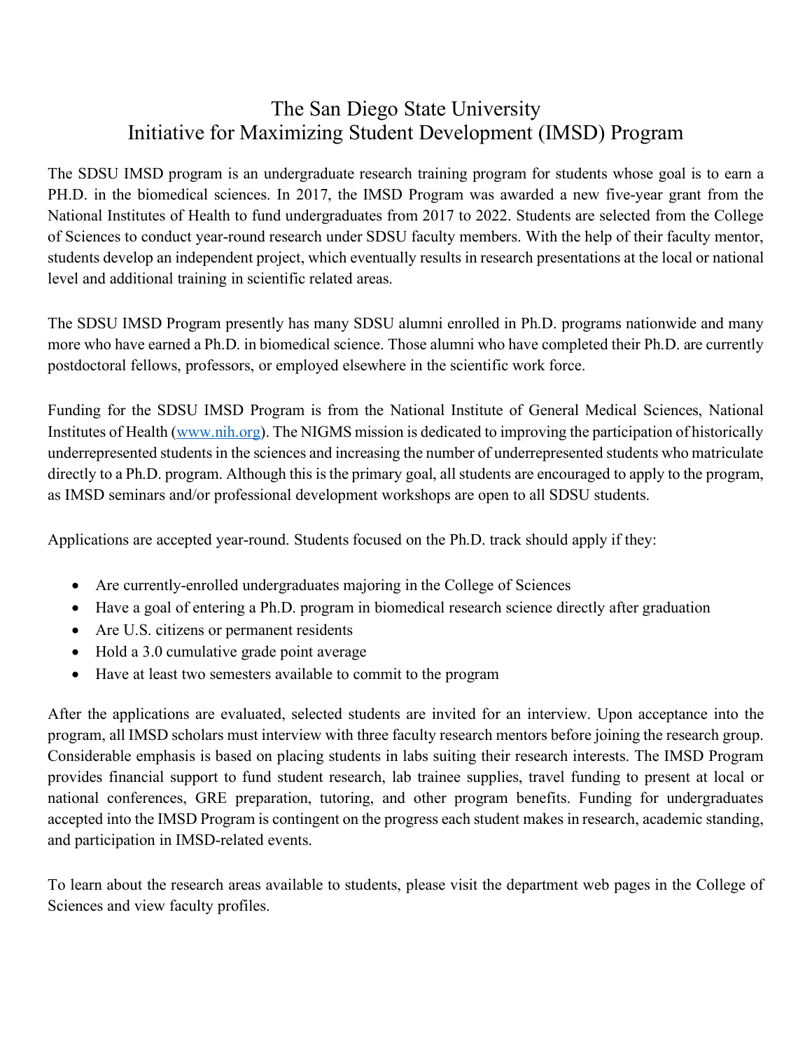# The San Diego State University
# Initiative for Maximizing Student Development (IMSD) Program

The SDSU IMSD program is an undergraduate research training program for students whose goal is to earn a PH.D. in the biomedical sciences. In 2017, the IMSD Program was awarded a new five-year grant from the National Institutes of Health to fund undergraduates from 2017 to 2022. Students are selected from the College of Sciences to conduct year-round research under SDSU faculty members. With the help of their faculty mentor, students develop an independent project, which eventually results in research presentations at the local or national level and additional training in scientific related areas.

The SDSU IMSD Program presently has many SDSU alumni enrolled in Ph.D. programs nationwide and many more who have earned a Ph.D. in biomedical science. Those alumni who have completed their Ph.D. are currently postdoctoral fellows, professors, or employed elsewhere in the scientific work force.

Funding for the SDSU IMSD Program is from the National Institute of General Medical Sciences, National Institutes of Health ([www.nih.org](www.nih.org)). The NIGMS mission is dedicated to improving the participation of historically underrepresented students in the sciences and increasing the number of underrepresented students who matriculate directly to a Ph.D. program. Although this is the primary goal, all students are encouraged to apply to the program, as IMSD seminars and/or professional development workshops are open to all SDSU students.

Applications are accepted year-round. Students focused on the Ph.D. track should apply if they:

- Are currently-enrolled undergraduates majoring in the College of Sciences
- Have a goal of entering a Ph.D. program in biomedical research science directly after graduation
- Are U.S. citizens or permanent residents
- Hold a 3.0 cumulative grade point average
- Have at least two semesters available to commit to the program

After the applications are evaluated, selected students are invited for an interview. Upon acceptance into the program, all IMSD scholars must interview with three faculty research mentors before joining the research group. Considerable emphasis is based on placing students in labs suiting their research interests. The IMSD Program provides financial support to fund student research, lab trainee supplies, travel funding to present at local or national conferences, GRE preparation, tutoring, and other program benefits. Funding for undergraduates accepted into the IMSD Program is contingent on the progress each student makes in research, academic standing, and participation in IMSD-related events.

To learn about the research areas available to students, please visit the department web pages in the College of Sciences and view faculty profiles.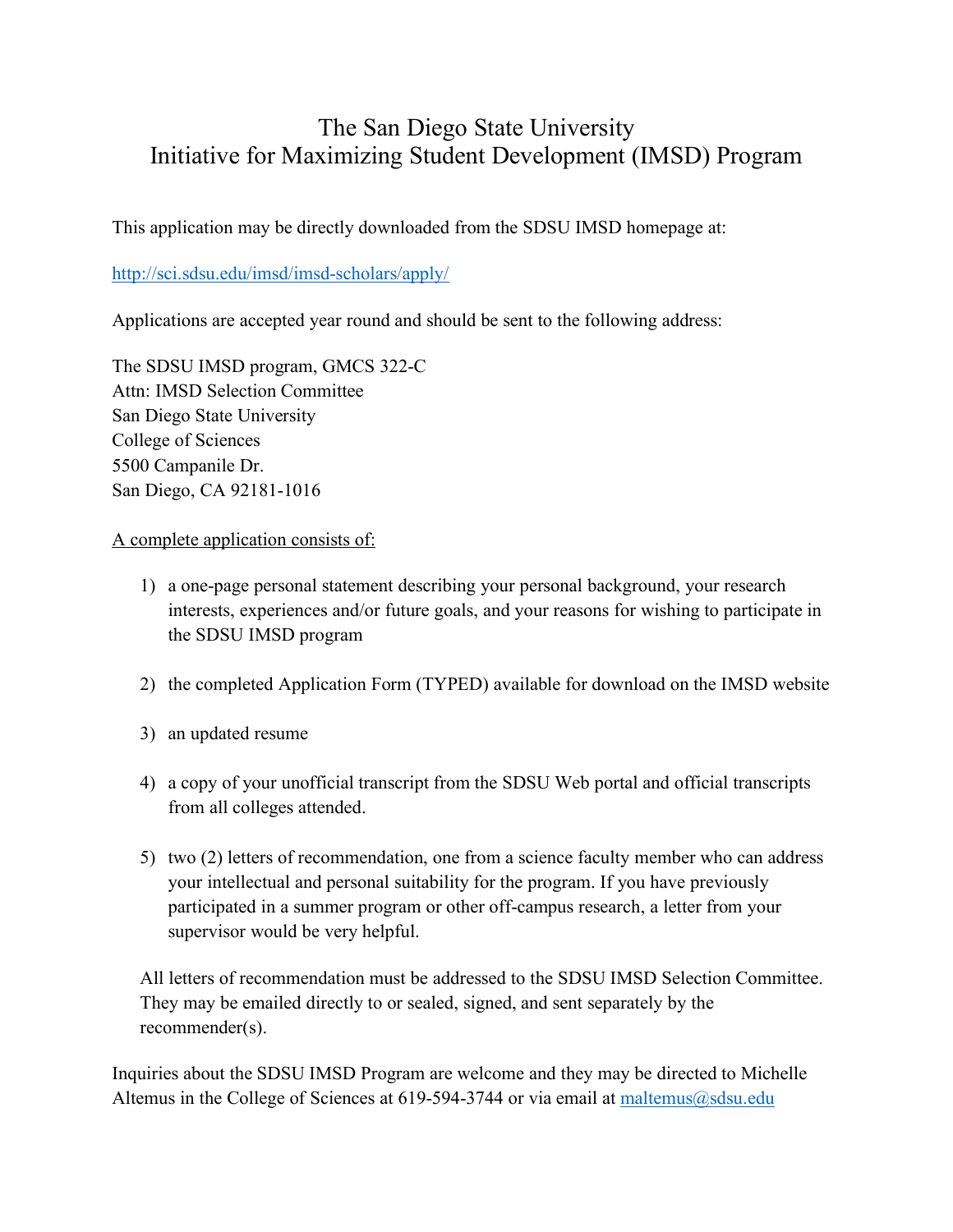# The San Diego State University
# Initiative for Maximizing Student Development (IMSD) Program

This application may be directly downloaded from the SDSU IMSD homepage at:

http://sci.sdsu.edu/imsd/imsd-scholars/apply/

Applications are accepted year round and should be sent to the following address:

The SDSU IMSD program, GMCS 322-C
Attn: IMSD Selection Committee
San Diego State University
College of Sciences
5500 Campanile Dr.
San Diego, CA 92181-1016

A complete application consists of:

1) a one-page personal statement describing your personal background, your research interests, experiences and/or future goals, and your reasons for wishing to participate in the SDSU IMSD program

2) the completed Application Form (TYPED) available for download on the IMSD website

3) an updated resume

4) a copy of your unofficial transcript from the SDSU Web portal and official transcripts from all colleges attended.

5) two (2) letters of recommendation, one from a science faculty member who can address your intellectual and personal suitability for the program. If you have previously participated in a summer program or other off-campus research, a letter from your supervisor would be very helpful.

All letters of recommendation must be addressed to the SDSU IMSD Selection Committee. They may be emailed directly to or sealed, signed, and sent separately by the recommender(s).

Inquiries about the SDSU IMSD Program are welcome and they may be directed to Michelle Altemus in the College of Sciences at 619-594-3744 or via email at maltemus@sdsu.edu